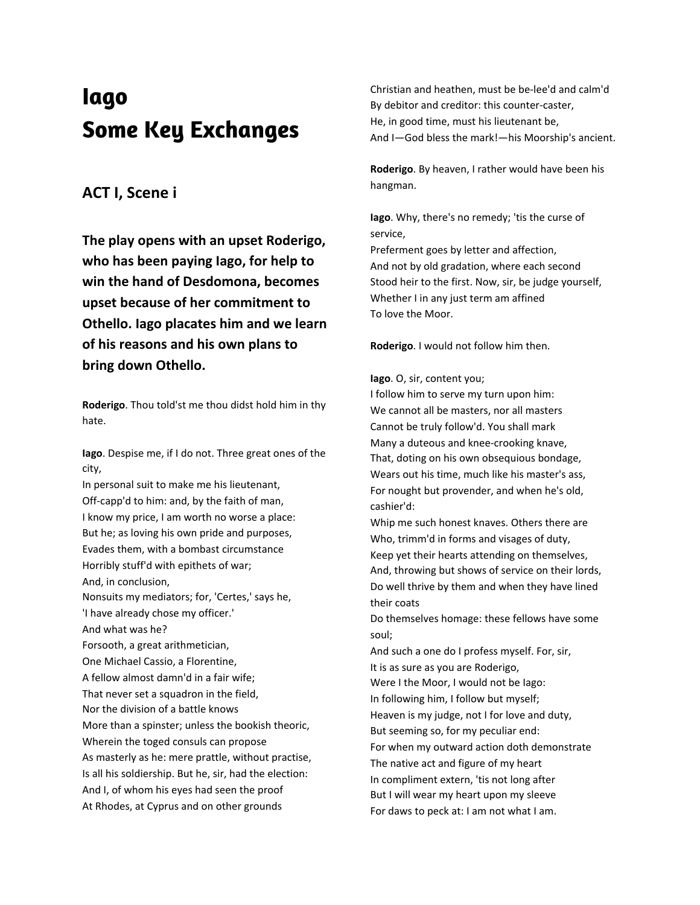# Iago
# Some Key Exchanges

## ACT I, Scene i

**The play opens with an upset Roderigo, who has been paying Iago, for help to win the hand of Desdomona, becomes upset because of her commitment to Othello. Iago placates him and we learn of his reasons and his own plans to bring down Othello.**

**Roderigo**. Thou told'st me thou didst hold him in thy hate.

**Iago**. Despise me, if I do not. Three great ones of the city,
In personal suit to make me his lieutenant,
Off-capp'd to him: and, by the faith of man,
I know my price, I am worth no worse a place:
But he; as loving his own pride and purposes,
Evades them, with a bombast circumstance
Horribly stuff'd with epithets of war;
And, in conclusion,
Nonsuits my mediators; for, 'Certes,' says he,
'I have already chose my officer.'
And what was he?
Forsooth, a great arithmetician,
One Michael Cassio, a Florentine,
A fellow almost damn'd in a fair wife;
That never set a squadron in the field,
Nor the division of a battle knows
More than a spinster; unless the bookish theoric,
Wherein the toged consuls can propose
As masterly as he: mere prattle, without practise,
Is all his soldiership. But he, sir, had the election:
And I, of whom his eyes had seen the proof
At Rhodes, at Cyprus and on other grounds
Christian and heathen, must be be-lee'd and calm'd
By debitor and creditor: this counter-caster,
He, in good time, must his lieutenant be,
And I—God bless the mark!—his Moorship's ancient.

**Roderigo**. By heaven, I rather would have been his hangman.

**Iago**. Why, there's no remedy; 'tis the curse of service,
Preferment goes by letter and affection,
And not by old gradation, where each second
Stood heir to the first. Now, sir, be judge yourself,
Whether I in any just term am affined
To love the Moor.

**Roderigo**. I would not follow him then.

**Iago**. O, sir, content you;
I follow him to serve my turn upon him:
We cannot all be masters, nor all masters
Cannot be truly follow'd. You shall mark
Many a duteous and knee-crooking knave,
That, doting on his own obsequious bondage,
Wears out his time, much like his master's ass,
For nought but provender, and when he's old, cashier'd:
Whip me such honest knaves. Others there are
Who, trimm'd in forms and visages of duty,
Keep yet their hearts attending on themselves,
And, throwing but shows of service on their lords,
Do well thrive by them and when they have lined their coats
Do themselves homage: these fellows have some soul;
And such a one do I profess myself. For, sir,
It is as sure as you are Roderigo,
Were I the Moor, I would not be Iago:
In following him, I follow but myself;
Heaven is my judge, not I for love and duty,
But seeming so, for my peculiar end:
For when my outward action doth demonstrate
The native act and figure of my heart
In compliment extern, 'tis not long after
But I will wear my heart upon my sleeve
For daws to peck at: I am not what I am.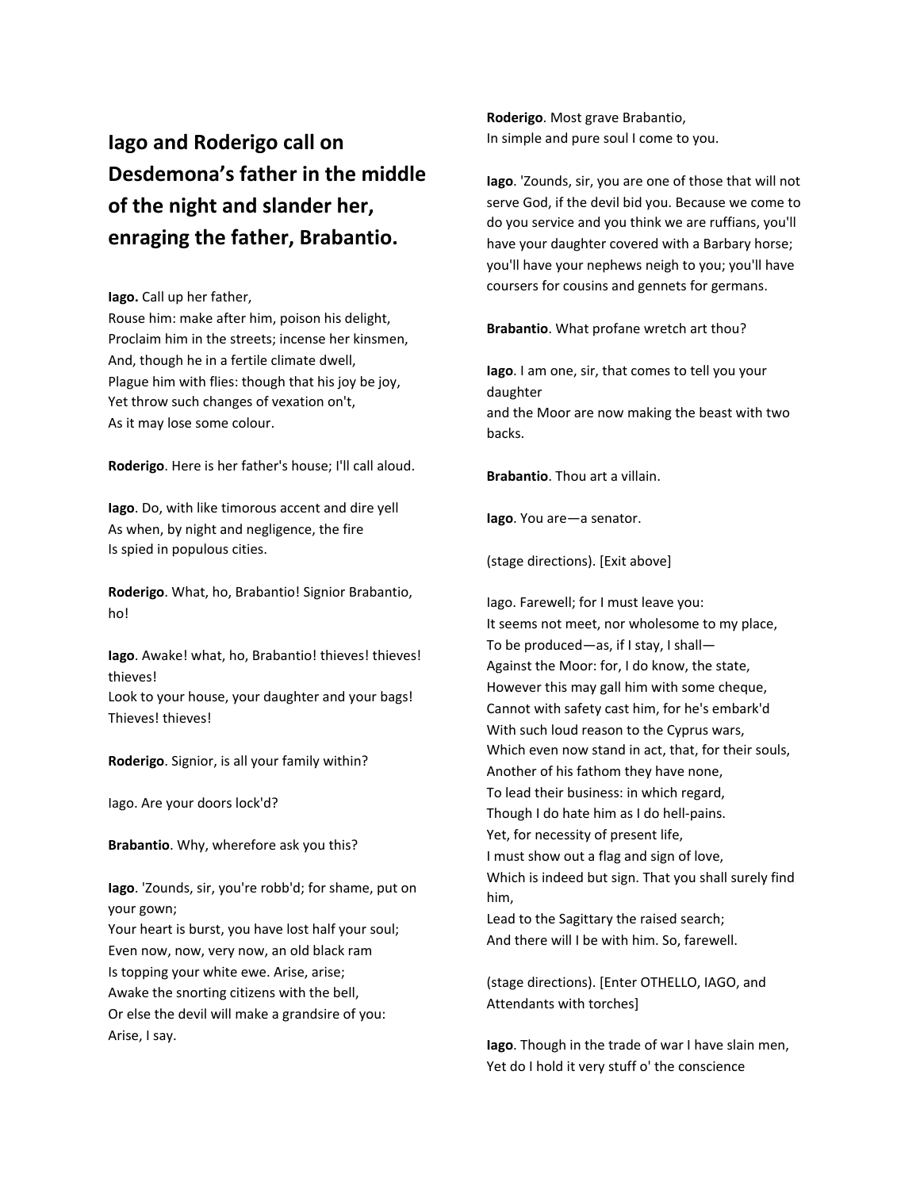## Iago and Roderigo call on Desdemona's father in the middle of the night and slander her, enraging the father, Brabantio.

**Iago.** Call up her father,
Rouse him: make after him, poison his delight,
Proclaim him in the streets; incense her kinsmen,
And, though he in a fertile climate dwell,
Plague him with flies: though that his joy be joy,
Yet throw such changes of vexation on't,
As it may lose some colour.

**Roderigo**. Here is her father's house; I'll call aloud.

**Iago**. Do, with like timorous accent and dire yell
As when, by night and negligence, the fire
Is spied in populous cities.

**Roderigo**. What, ho, Brabantio! Signior Brabantio, ho!

**Iago**. Awake! what, ho, Brabantio! thieves! thieves! thieves!
Look to your house, your daughter and your bags!
Thieves! thieves!

**Roderigo**. Signior, is all your family within?

Iago. Are your doors lock'd?

**Brabantio**. Why, wherefore ask you this?

**Iago**. 'Zounds, sir, you're robb'd; for shame, put on your gown;
Your heart is burst, you have lost half your soul;
Even now, now, very now, an old black ram
Is topping your white ewe. Arise, arise;
Awake the snorting citizens with the bell,
Or else the devil will make a grandsire of you:
Arise, I say.

**Roderigo**. Most grave Brabantio,
In simple and pure soul I come to you.

**Iago**. 'Zounds, sir, you are one of those that will not serve God, if the devil bid you. Because we come to do you service and you think we are ruffians, you'll have your daughter covered with a Barbary horse; you'll have your nephews neigh to you; you'll have coursers for cousins and gennets for germans.

**Brabantio**. What profane wretch art thou?

**Iago**. I am one, sir, that comes to tell you your daughter
and the Moor are now making the beast with two backs.

**Brabantio**. Thou art a villain.

**Iago**. You are—a senator.

(stage directions). [Exit above]

Iago. Farewell; for I must leave you:
It seems not meet, nor wholesome to my place,
To be produced—as, if I stay, I shall—
Against the Moor: for, I do know, the state,
However this may gall him with some cheque,
Cannot with safety cast him, for he's embark'd
With such loud reason to the Cyprus wars,
Which even now stand in act, that, for their souls,
Another of his fathom they have none,
To lead their business: in which regard,
Though I do hate him as I do hell-pains.
Yet, for necessity of present life,
I must show out a flag and sign of love,
Which is indeed but sign. That you shall surely find him,
Lead to the Sagittary the raised search;
And there will I be with him. So, farewell.

(stage directions). [Enter OTHELLO, IAGO, and Attendants with torches]

**Iago**. Though in the trade of war I have slain men,
Yet do I hold it very stuff o' the conscience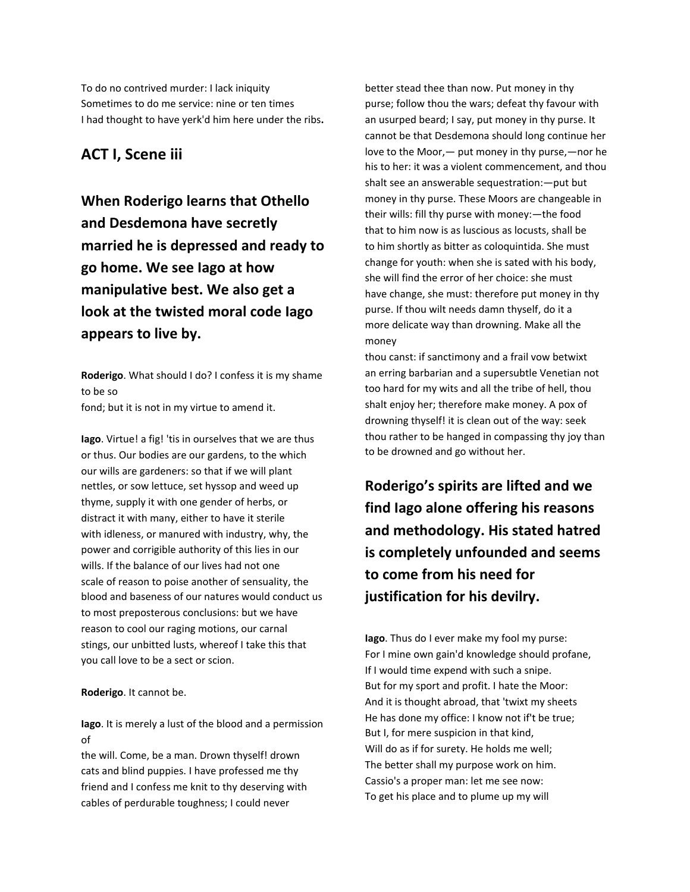To do no contrived murder: I lack iniquity
Sometimes to do me service: nine or ten times
I had thought to have yerk'd him here under the ribs**.**

## ACT I, Scene iii

## When Roderigo learns that Othello and Desdemona have secretly married he is depressed and ready to go home. We see Iago at how manipulative best. We also get a look at the twisted moral code Iago appears to live by.

**Roderigo**. What should I do? I confess it is my shame to be so
fond; but it is not in my virtue to amend it.

**Iago**. Virtue! a fig! 'tis in ourselves that we are thus or thus. Our bodies are our gardens, to the which our wills are gardeners: so that if we will plant nettles, or sow lettuce, set hyssop and weed up thyme, supply it with one gender of herbs, or distract it with many, either to have it sterile with idleness, or manured with industry, why, the power and corrigible authority of this lies in our wills. If the balance of our lives had not one scale of reason to poise another of sensuality, the blood and baseness of our natures would conduct us to most preposterous conclusions: but we have reason to cool our raging motions, our carnal stings, our unbitted lusts, whereof I take this that you call love to be a sect or scion.

**Roderigo**. It cannot be.

**Iago**. It is merely a lust of the blood and a permission of
the will. Come, be a man. Drown thyself! drown cats and blind puppies. I have professed me thy friend and I confess me knit to thy deserving with cables of perdurable toughness; I could never better stead thee than now. Put money in thy purse; follow thou the wars; defeat thy favour with an usurped beard; I say, put money in thy purse. It cannot be that Desdemona should long continue her love to the Moor,— put money in thy purse,—nor he his to her: it was a violent commencement, and thou shalt see an answerable sequestration:—put but money in thy purse. These Moors are changeable in their wills: fill thy purse with money:—the food that to him now is as luscious as locusts, shall be to him shortly as bitter as coloquintida. She must change for youth: when she is sated with his body, she will find the error of her choice: she must have change, she must: therefore put money in thy purse. If thou wilt needs damn thyself, do it a more delicate way than drowning. Make all the money
thou canst: if sanctimony and a frail vow betwixt an erring barbarian and a supersubtle Venetian not too hard for my wits and all the tribe of hell, thou shalt enjoy her; therefore make money. A pox of drowning thyself! it is clean out of the way: seek thou rather to be hanged in compassing thy joy than to be drowned and go without her.

## Roderigo's spirits are lifted and we find Iago alone offering his reasons and methodology. His stated hatred is completely unfounded and seems to come from his need for justification for his devilry.

**Iago**. Thus do I ever make my fool my purse:
For I mine own gain'd knowledge should profane,
If I would time expend with such a snipe.
But for my sport and profit. I hate the Moor:
And it is thought abroad, that 'twixt my sheets
He has done my office: I know not if't be true;
But I, for mere suspicion in that kind,
Will do as if for surety. He holds me well;
The better shall my purpose work on him.
Cassio's a proper man: let me see now:
To get his place and to plume up my will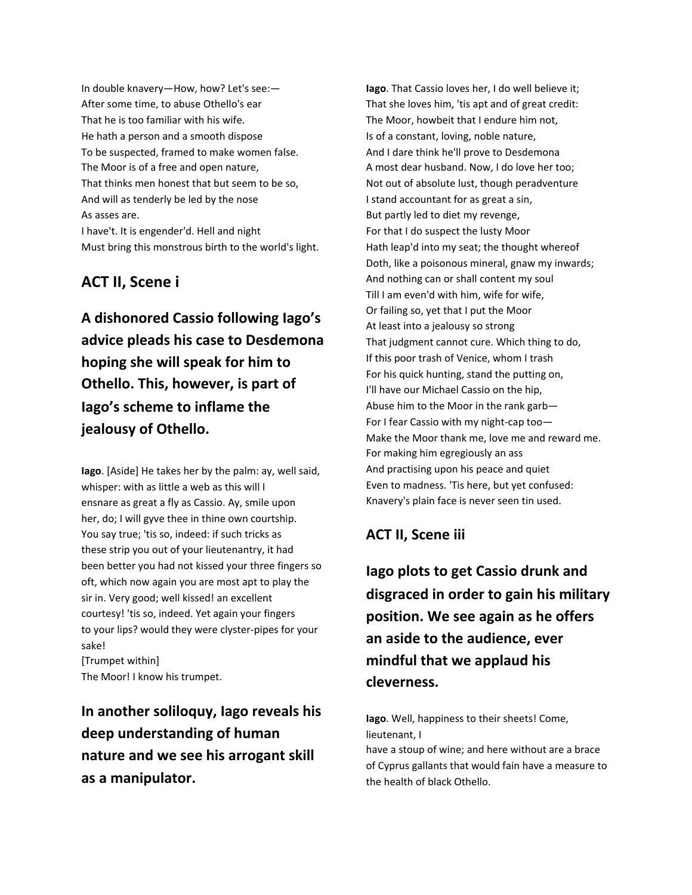In double knavery—How, how? Let's see:—
After some time, to abuse Othello's ear
That he is too familiar with his wife.
He hath a person and a smooth dispose
To be suspected, framed to make women false.
The Moor is of a free and open nature,
That thinks men honest that but seem to be so,
And will as tenderly be led by the nose
As asses are.
I have't. It is engender'd. Hell and night
Must bring this monstrous birth to the world's light.

## ACT II, Scene i

## A dishonored Cassio following Iago's advice pleads his case to Desdemona hoping she will speak for him to Othello. This, however, is part of Iago's scheme to inflame the jealousy of Othello.

**Iago**. [Aside] He takes her by the palm: ay, well said, whisper: with as little a web as this will I ensnare as great a fly as Cassio. Ay, smile upon her, do; I will gyve thee in thine own courtship. You say true; 'tis so, indeed: if such tricks as these strip you out of your lieutenantry, it had been better you had not kissed your three fingers so oft, which now again you are most apt to play the sir in. Very good; well kissed! an excellent courtesy! 'tis so, indeed. Yet again your fingers to your lips? would they were clyster-pipes for your sake!
[Trumpet within]
The Moor! I know his trumpet.

## In another soliloquy, Iago reveals his deep understanding of human nature and we see his arrogant skill as a manipulator.

**Iago**. That Cassio loves her, I do well believe it;
That she loves him, 'tis apt and of great credit:
The Moor, howbeit that I endure him not,
Is of a constant, loving, noble nature,
And I dare think he'll prove to Desdemona
A most dear husband. Now, I do love her too;
Not out of absolute lust, though peradventure
I stand accountant for as great a sin,
But partly led to diet my revenge,
For that I do suspect the lusty Moor
Hath leap'd into my seat; the thought whereof
Doth, like a poisonous mineral, gnaw my inwards;
And nothing can or shall content my soul
Till I am even'd with him, wife for wife,
Or failing so, yet that I put the Moor
At least into a jealousy so strong
That judgment cannot cure. Which thing to do,
If this poor trash of Venice, whom I trash
For his quick hunting, stand the putting on,
I'll have our Michael Cassio on the hip,
Abuse him to the Moor in the rank garb—
For I fear Cassio with my night-cap too—
Make the Moor thank me, love me and reward me.
For making him egregiously an ass
And practising upon his peace and quiet
Even to madness. 'Tis here, but yet confused:
Knavery's plain face is never seen tin used.

## ACT II, Scene iii

## Iago plots to get Cassio drunk and disgraced in order to gain his military position. We see again as he offers an aside to the audience, ever mindful that we applaud his cleverness.

**Iago**. Well, happiness to their sheets! Come, lieutenant, I
have a stoup of wine; and here without are a brace of Cyprus gallants that would fain have a measure to the health of black Othello.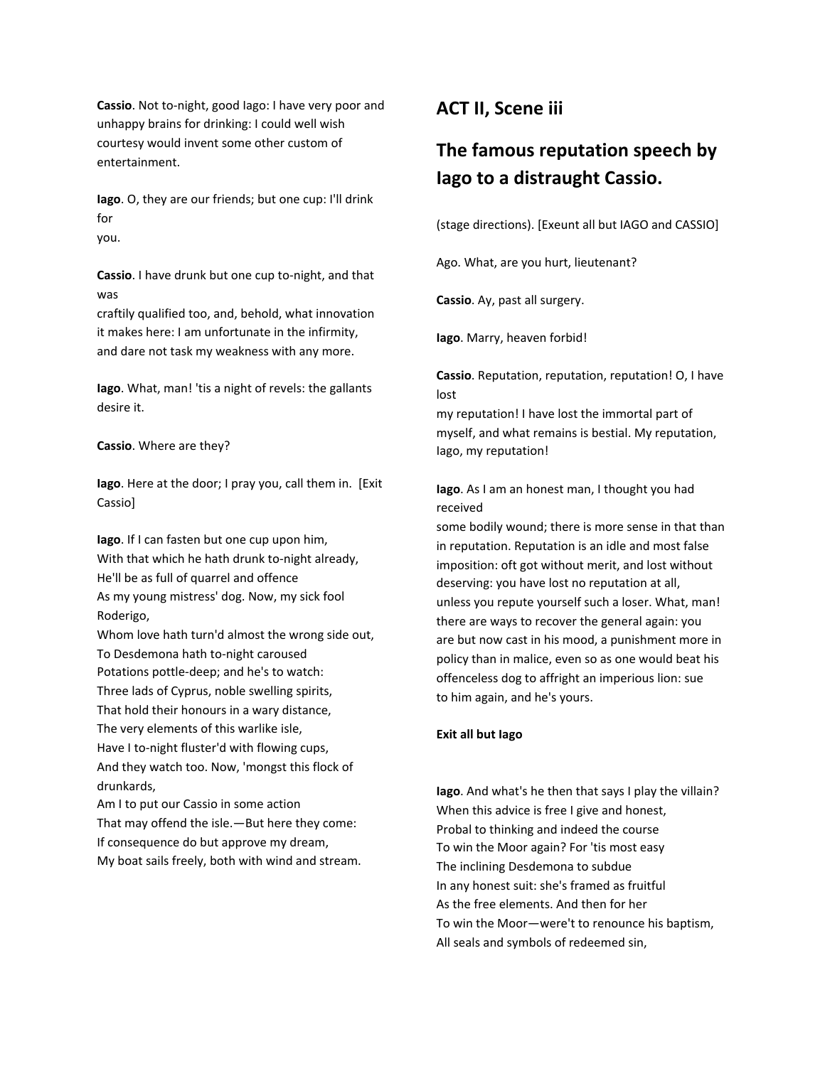**Cassio**. Not to-night, good Iago: I have very poor and unhappy brains for drinking: I could well wish courtesy would invent some other custom of entertainment.

**Iago**. O, they are our friends; but one cup: I'll drink for
you.

**Cassio**. I have drunk but one cup to-night, and that was
craftily qualified too, and, behold, what innovation it makes here: I am unfortunate in the infirmity, and dare not task my weakness with any more.

**Iago**. What, man! 'tis a night of revels: the gallants desire it.

**Cassio**. Where are they?

**Iago**. Here at the door; I pray you, call them in. [Exit Cassio]

**Iago**. If I can fasten but one cup upon him,
With that which he hath drunk to-night already,
He'll be as full of quarrel and offence
As my young mistress' dog. Now, my sick fool Roderigo,
Whom love hath turn'd almost the wrong side out,
To Desdemona hath to-night caroused
Potations pottle-deep; and he's to watch:
Three lads of Cyprus, noble swelling spirits,
That hold their honours in a wary distance,
The very elements of this warlike isle,
Have I to-night fluster'd with flowing cups,
And they watch too. Now, 'mongst this flock of drunkards,
Am I to put our Cassio in some action
That may offend the isle.—But here they come:
If consequence do but approve my dream,
My boat sails freely, both with wind and stream.

## ACT II, Scene iii

## The famous reputation speech by Iago to a distraught Cassio.

(stage directions). [Exeunt all but IAGO and CASSIO]

Ago. What, are you hurt, lieutenant?

**Cassio**. Ay, past all surgery.

**Iago**. Marry, heaven forbid!

**Cassio**. Reputation, reputation, reputation! O, I have lost
my reputation! I have lost the immortal part of myself, and what remains is bestial. My reputation, Iago, my reputation!

**Iago**. As I am an honest man, I thought you had received
some bodily wound; there is more sense in that than in reputation. Reputation is an idle and most false imposition: oft got without merit, and lost without deserving: you have lost no reputation at all, unless you repute yourself such a loser. What, man! there are ways to recover the general again: you are but now cast in his mood, a punishment more in policy than in malice, even so as one would beat his offenceless dog to affright an imperious lion: sue to him again, and he's yours.

**Exit all but Iago**

**Iago**. And what's he then that says I play the villain?
When this advice is free I give and honest,
Probal to thinking and indeed the course
To win the Moor again? For 'tis most easy
The inclining Desdemona to subdue
In any honest suit: she's framed as fruitful
As the free elements. And then for her
To win the Moor—were't to renounce his baptism,
All seals and symbols of redeemed sin,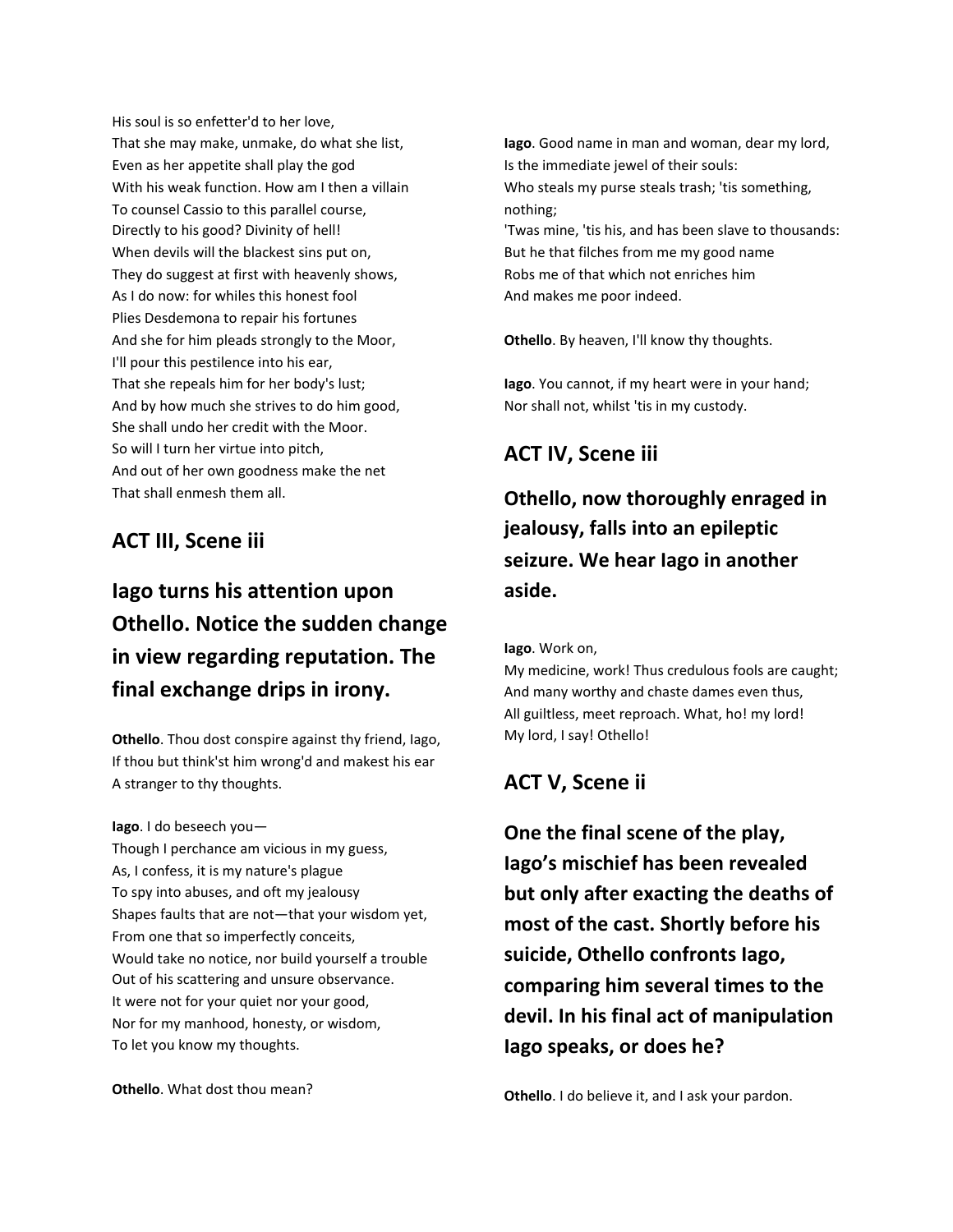His soul is so enfetter'd to her love,
That she may make, unmake, do what she list,
Even as her appetite shall play the god
With his weak function. How am I then a villain
To counsel Cassio to this parallel course,
Directly to his good? Divinity of hell!
When devils will the blackest sins put on,
They do suggest at first with heavenly shows,
As I do now: for whiles this honest fool
Plies Desdemona to repair his fortunes
And she for him pleads strongly to the Moor,
I'll pour this pestilence into his ear,
That she repeals him for her body's lust;
And by how much she strives to do him good,
She shall undo her credit with the Moor.
So will I turn her virtue into pitch,
And out of her own goodness make the net
That shall enmesh them all.

## ACT III, Scene iii

## Iago turns his attention upon Othello. Notice the sudden change in view regarding reputation. The final exchange drips in irony.

**Othello**. Thou dost conspire against thy friend, Iago,
If thou but think'st him wrong'd and makest his ear
A stranger to thy thoughts.

**Iago**. I do beseech you—
Though I perchance am vicious in my guess,
As, I confess, it is my nature's plague
To spy into abuses, and oft my jealousy
Shapes faults that are not—that your wisdom yet,
From one that so imperfectly conceits,
Would take no notice, nor build yourself a trouble
Out of his scattering and unsure observance.
It were not for your quiet nor your good,
Nor for my manhood, honesty, or wisdom,
To let you know my thoughts.

**Othello**. What dost thou mean?

**Iago**. Good name in man and woman, dear my lord,
Is the immediate jewel of their souls:
Who steals my purse steals trash; 'tis something, nothing;
'Twas mine, 'tis his, and has been slave to thousands:
But he that filches from me my good name
Robs me of that which not enriches him
And makes me poor indeed.

**Othello**. By heaven, I'll know thy thoughts.

**Iago**. You cannot, if my heart were in your hand;
Nor shall not, whilst 'tis in my custody.

## ACT IV, Scene iii

## Othello, now thoroughly enraged in jealousy, falls into an epileptic seizure. We hear Iago in another aside.

**Iago**. Work on,
My medicine, work! Thus credulous fools are caught;
And many worthy and chaste dames even thus,
All guiltless, meet reproach. What, ho! my lord!
My lord, I say! Othello!

## ACT V, Scene ii

## One the final scene of the play, Iago's mischief has been revealed but only after exacting the deaths of most of the cast. Shortly before his suicide, Othello confronts Iago, comparing him several times to the devil. In his final act of manipulation Iago speaks, or does he?

**Othello**. I do believe it, and I ask your pardon.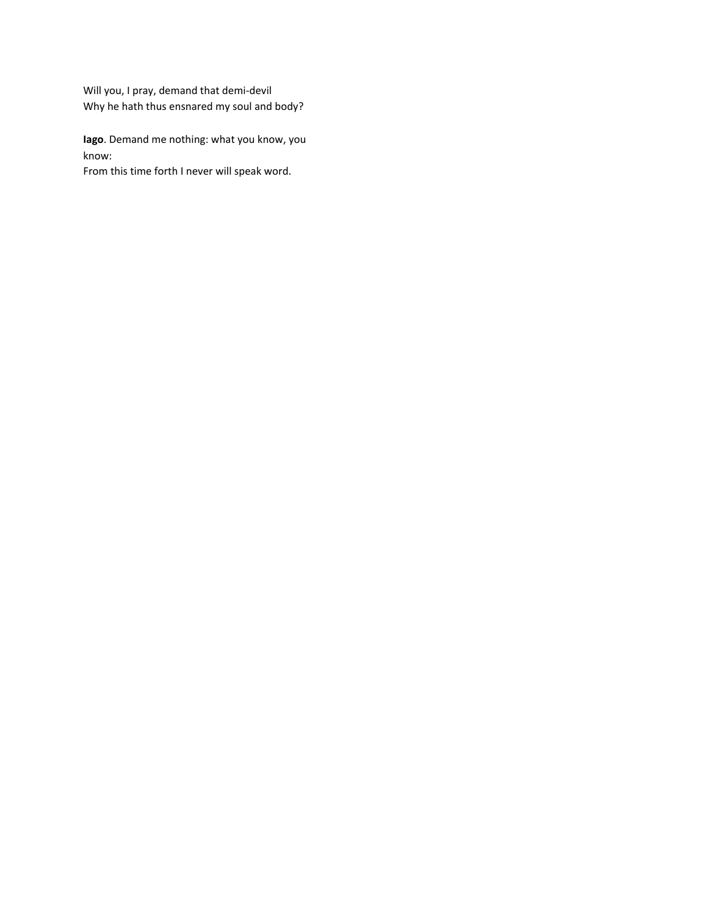Will you, I pray, demand that demi-devil
Why he hath thus ensnared my soul and body?

**Iago**. Demand me nothing: what you know, you know:
From this time forth I never will speak word.